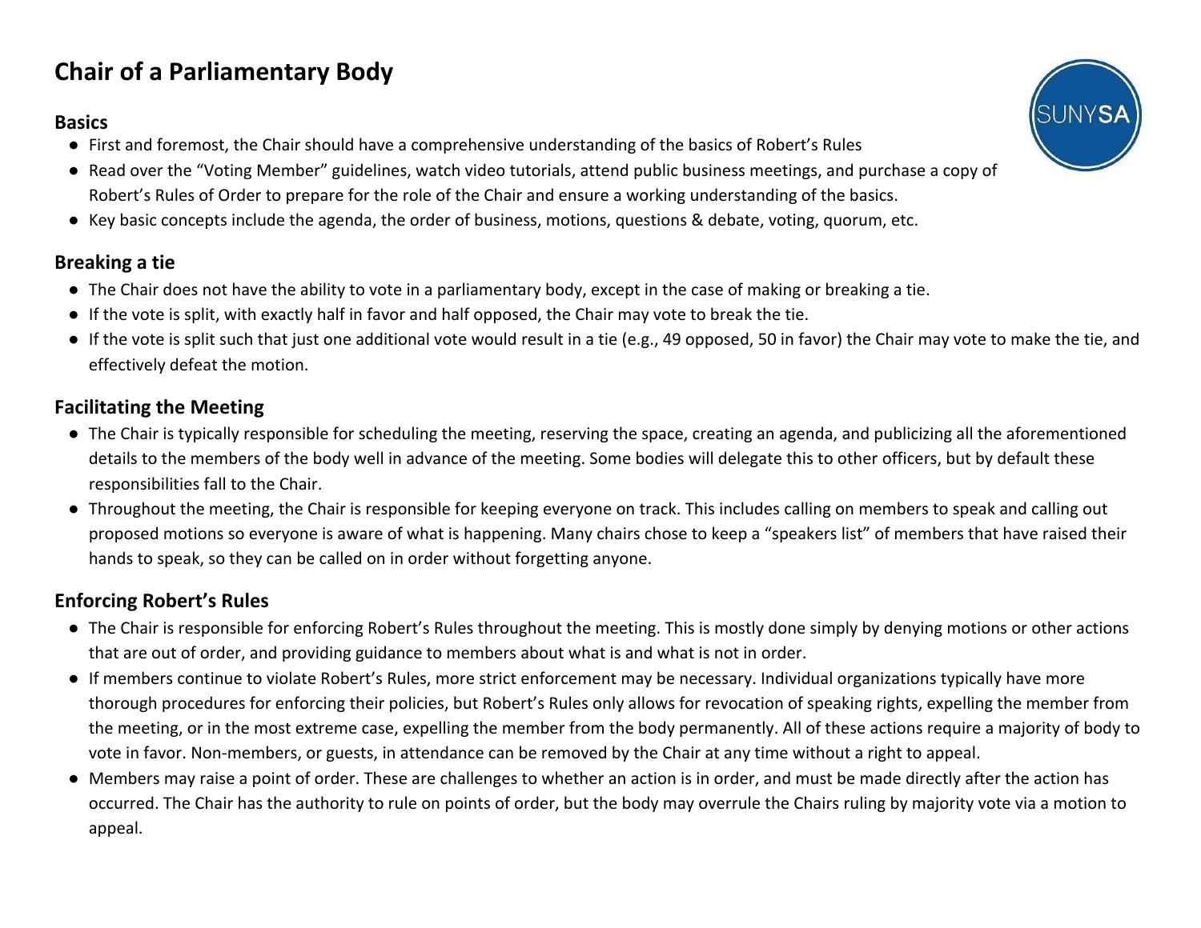# Chair of a Parliamentary Body

## Basics

- First and foremost, the Chair should have a comprehensive understanding of the basics of Robert's Rules
- Read over the "Voting Member" guidelines, watch video tutorials, attend public business meetings, and purchase a copy of Robert's Rules of Order to prepare for the role of the Chair and ensure a working understanding of the basics.
- Key basic concepts include the agenda, the order of business, motions, questions & debate, voting, quorum, etc.

## Breaking a tie

- The Chair does not have the ability to vote in a parliamentary body, except in the case of making or breaking a tie.
- If the vote is split, with exactly half in favor and half opposed, the Chair may vote to break the tie.
- If the vote is split such that just one additional vote would result in a tie (e.g., 49 opposed, 50 in favor) the Chair may vote to make the tie, and effectively defeat the motion.

## Facilitating the Meeting

- The Chair is typically responsible for scheduling the meeting, reserving the space, creating an agenda, and publicizing all the aforementioned details to the members of the body well in advance of the meeting. Some bodies will delegate this to other officers, but by default these responsibilities fall to the Chair.
- Throughout the meeting, the Chair is responsible for keeping everyone on track. This includes calling on members to speak and calling out proposed motions so everyone is aware of what is happening. Many chairs chose to keep a "speakers list" of members that have raised their hands to speak, so they can be called on in order without forgetting anyone.

## Enforcing Robert's Rules

- The Chair is responsible for enforcing Robert's Rules throughout the meeting. This is mostly done simply by denying motions or other actions that are out of order, and providing guidance to members about what is and what is not in order.
- If members continue to violate Robert's Rules, more strict enforcement may be necessary. Individual organizations typically have more thorough procedures for enforcing their policies, but Robert's Rules only allows for revocation of speaking rights, expelling the member from the meeting, or in the most extreme case, expelling the member from the body permanently. All of these actions require a majority of body to vote in favor. Non-members, or guests, in attendance can be removed by the Chair at any time without a right to appeal.
- Members may raise a point of order. These are challenges to whether an action is in order, and must be made directly after the action has occurred. The Chair has the authority to rule on points of order, but the body may overrule the Chairs ruling by majority vote via a motion to appeal.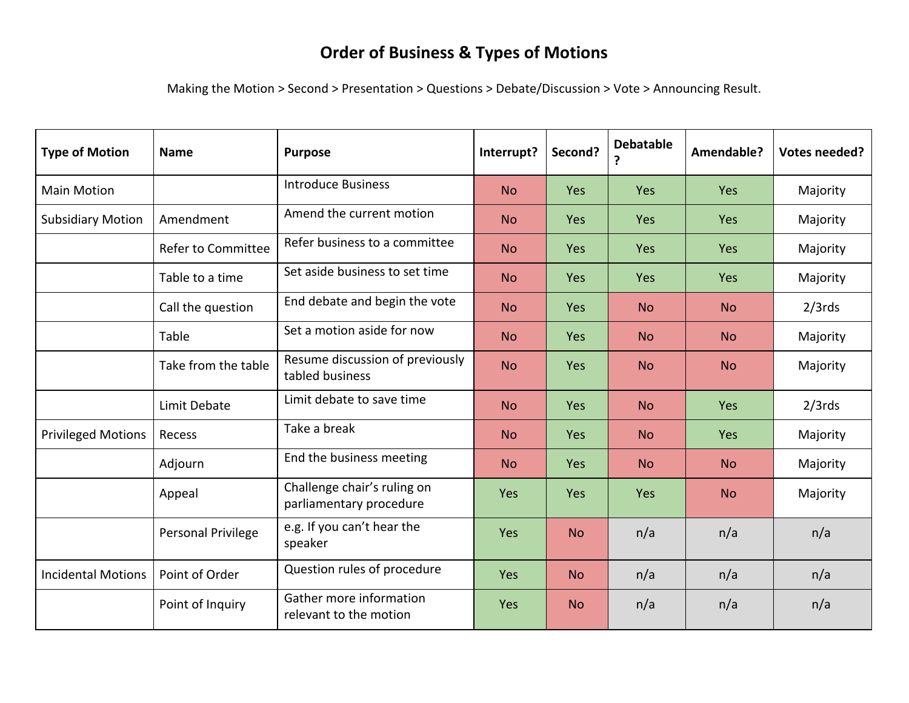# Order of Business & Types of Motions

Making the Motion > Second > Presentation > Questions > Debate/Discussion > Vote > Announcing Result.

| Type of Motion | Name | Purpose | Interrupt? | Second? | Debatable ? | Amendable? | Votes needed? |
|---|---|---|---|---|---|---|---|
| Main Motion | | Introduce Business | No | Yes | Yes | Yes | Majority |
| Subsidiary Motion | Amendment | Amend the current motion | No | Yes | Yes | Yes | Majority |
| | Refer to Committee | Refer business to a committee | No | Yes | Yes | Yes | Majority |
| | Table to a time | Set aside business to set time | No | Yes | Yes | Yes | Majority |
| | Call the question | End debate and begin the vote | No | Yes | No | No | 2/3rds |
| | Table | Set a motion aside for now | No | Yes | No | No | Majority |
| | Take from the table | Resume discussion of previously tabled business | No | Yes | No | No | Majority |
| | Limit Debate | Limit debate to save time | No | Yes | No | Yes | 2/3rds |
| Privileged Motions | Recess | Take a break | No | Yes | No | Yes | Majority |
| | Adjourn | End the business meeting | No | Yes | No | No | Majority |
| | Appeal | Challenge chair's ruling on parliamentary procedure | Yes | Yes | Yes | No | Majority |
| | Personal Privilege | e.g. If you can't hear the speaker | Yes | No | n/a | n/a | n/a |
| Incidental Motions | Point of Order | Question rules of procedure | Yes | No | n/a | n/a | n/a |
| | Point of Inquiry | Gather more information relevant to the motion | Yes | No | n/a | n/a | n/a |